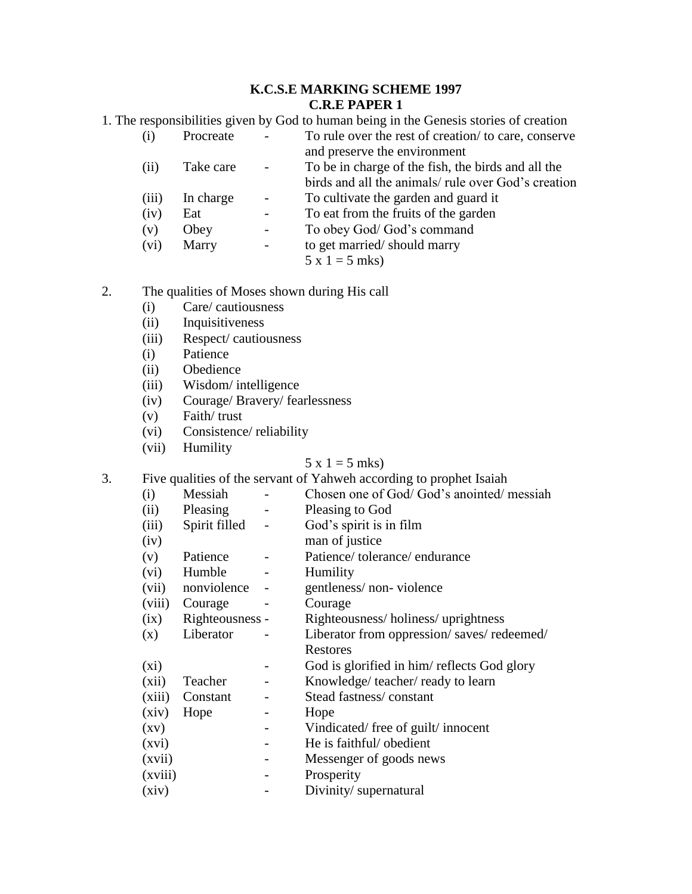**K.C.S.E MARKING SCHEME 1997**
**C.R.E PAPER 1**

1. The responsibilities given by God to human being in the Genesis stories of creation

| | | | |
|---|---|---|---|
| (i) | Procreate | - | To rule over the rest of creation/ to care, conserve and preserve the environment |
| (ii) | Take care | - | To be in charge of the fish, the birds and all the birds and all the animals/ rule over God's creation |
| (iii) | In charge | - | To cultivate the garden and guard it |
| (iv) | Eat | - | To eat from the fruits of the garden |
| (v) | Obey | - | To obey God/ God's command |
| (vi) | Marry | - | to get married/ should marry |

5 x 1 = 5 mks)

2. The qualities of Moses shown during His call
   - (i) Care/ cautiousness
   - (ii) Inquisitiveness
   - (iii) Respect/ cautiousness
   - (i) Patience
   - (ii) Obedience
   - (iii) Wisdom/ intelligence
   - (iv) Courage/ Bravery/ fearlessness
   - (v) Faith/ trust
   - (vi) Consistence/ reliability
   - (vii) Humility

   5 x 1 = 5 mks)

3. Five qualities of the servant of Yahweh according to prophet Isaiah

| | | | |
|---|---|---|---|
| (i) | Messiah | - | Chosen one of God/ God's anointed/ messiah |
| (ii) | Pleasing | - | Pleasing to God |
| (iii) | Spirit filled | - | God's spirit is in film |
| (iv) | | | man of justice |
| (v) | Patience | - | Patience/ tolerance/ endurance |
| (vi) | Humble | - | Humility |
| (vii) | nonviolence | - | gentleness/ non- violence |
| (viii) | Courage | - | Courage |
| (ix) | Righteousness | - | Righteousness/ holiness/ uprightness |
| (x) | Liberator | - | Liberator from oppression/ saves/ redeemed/ Restores |
| (xi) | | - | God is glorified in him/ reflects God glory |
| (xii) | Teacher | - | Knowledge/ teacher/ ready to learn |
| (xiii) | Constant | - | Stead fastness/ constant |
| (xiv) | Hope | - | Hope |
| (xv) | | - | Vindicated/ free of guilt/ innocent |
| (xvi) | | - | He is faithful/ obedient |
| (xvii) | | - | Messenger of goods news |
| (xviii) | | - | Prosperity |
| (xiv) | | - | Divinity/ supernatural |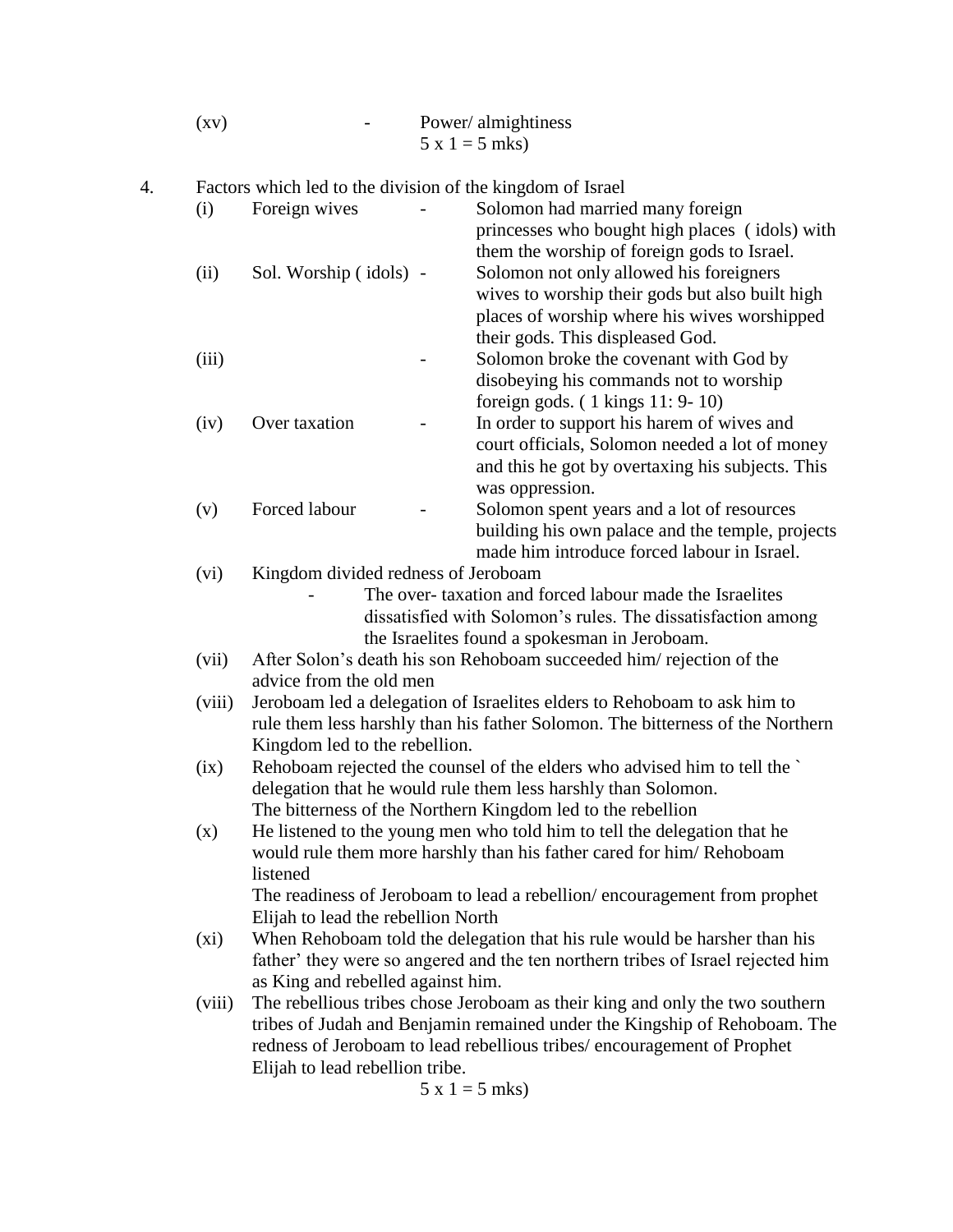(xv) - Power/ almightiness

5 x 1 = 5 mks)

4. Factors which led to the division of the kingdom of Israel

(i) Foreign wives - Solomon had married many foreign princesses who bought high places ( idols) with them the worship of foreign gods to Israel.

(ii) Sol. Worship ( idols) - Solomon not only allowed his foreigners wives to worship their gods but also built high places of worship where his wives worshipped their gods. This displeased God.

(iii) - Solomon broke the covenant with God by disobeying his commands not to worship foreign gods. ( 1 kings 11: 9- 10)

(iv) Over taxation - In order to support his harem of wives and court officials, Solomon needed a lot of money and this he got by overtaxing his subjects. This was oppression.

(v) Forced labour - Solomon spent years and a lot of resources building his own palace and the temple, projects made him introduce forced labour in Israel.

(vi) Kingdom divided redness of Jeroboam

- The over- taxation and forced labour made the Israelites dissatisfied with Solomon's rules. The dissatisfaction among the Israelites found a spokesman in Jeroboam.

(vii) After Solon's death his son Rehoboam succeeded him/ rejection of the advice from the old men

(viii) Jeroboam led a delegation of Israelites elders to Rehoboam to ask him to rule them less harshly than his father Solomon. The bitterness of the Northern Kingdom led to the rebellion.

(ix) Rehoboam rejected the counsel of the elders who advised him to tell the ` delegation that he would rule them less harshly than Solomon. The bitterness of the Northern Kingdom led to the rebellion

(x) He listened to the young men who told him to tell the delegation that he would rule them more harshly than his father cared for him/ Rehoboam listened

The readiness of Jeroboam to lead a rebellion/ encouragement from prophet Elijah to lead the rebellion North

(xi) When Rehoboam told the delegation that his rule would be harsher than his father' they were so angered and the ten northern tribes of Israel rejected him as King and rebelled against him.

(viii) The rebellious tribes chose Jeroboam as their king and only the two southern tribes of Judah and Benjamin remained under the Kingship of Rehoboam. The redness of Jeroboam to lead rebellious tribes/ encouragement of Prophet Elijah to lead rebellion tribe.

5 x 1 = 5 mks)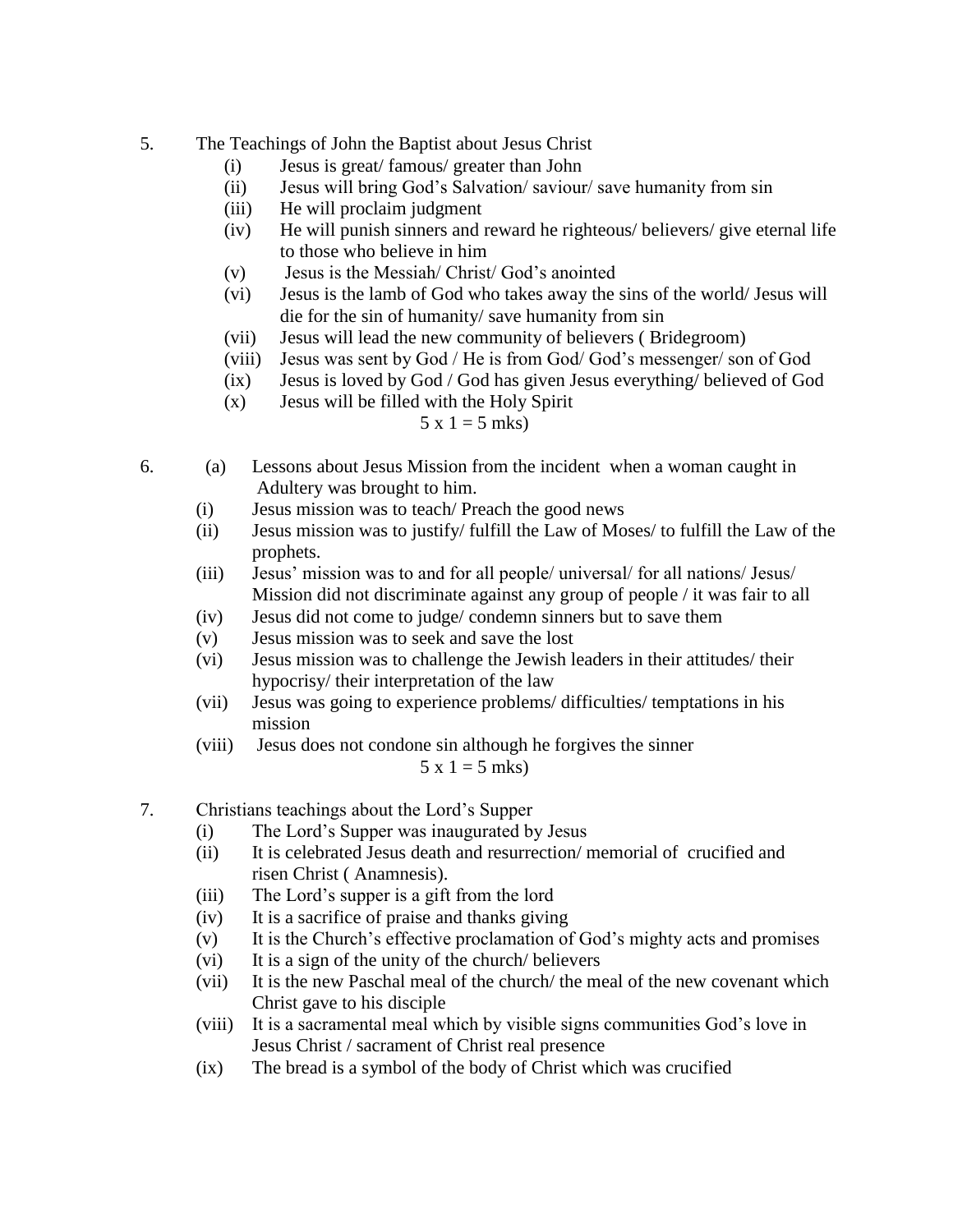5. The Teachings of John the Baptist about Jesus Christ
   (i) Jesus is great/ famous/ greater than John
   (ii) Jesus will bring God's Salvation/ saviour/ save humanity from sin
   (iii) He will proclaim judgment
   (iv) He will punish sinners and reward he righteous/ believers/ give eternal life to those who believe in him
   (v) Jesus is the Messiah/ Christ/ God's anointed
   (vi) Jesus is the lamb of God who takes away the sins of the world/ Jesus will die for the sin of humanity/ save humanity from sin
   (vii) Jesus will lead the new community of believers ( Bridegroom)
   (viii) Jesus was sent by God / He is from God/ God's messenger/ son of God
   (ix) Jesus is loved by God / God has given Jesus everything/ believed of God
   (x) Jesus will be filled with the Holy Spirit

   5 x 1 = 5 mks)

6. (a) Lessons about Jesus Mission from the incident when a woman caught in Adultery was brought to him.
   (i) Jesus mission was to teach/ Preach the good news
   (ii) Jesus mission was to justify/ fulfill the Law of Moses/ to fulfill the Law of the prophets.
   (iii) Jesus' mission was to and for all people/ universal/ for all nations/ Jesus/ Mission did not discriminate against any group of people / it was fair to all
   (iv) Jesus did not come to judge/ condemn sinners but to save them
   (v) Jesus mission was to seek and save the lost
   (vi) Jesus mission was to challenge the Jewish leaders in their attitudes/ their hypocrisy/ their interpretation of the law
   (vii) Jesus was going to experience problems/ difficulties/ temptations in his mission
   (viii) Jesus does not condone sin although he forgives the sinner

   5 x 1 = 5 mks)

7. Christians teachings about the Lord's Supper
   (i) The Lord's Supper was inaugurated by Jesus
   (ii) It is celebrated Jesus death and resurrection/ memorial of crucified and risen Christ ( Anamnesis).
   (iii) The Lord's supper is a gift from the lord
   (iv) It is a sacrifice of praise and thanks giving
   (v) It is the Church's effective proclamation of God's mighty acts and promises
   (vi) It is a sign of the unity of the church/ believers
   (vii) It is the new Paschal meal of the church/ the meal of the new covenant which Christ gave to his disciple
   (viii) It is a sacramental meal which by visible signs communities God's love in Jesus Christ / sacrament of Christ real presence
   (ix) The bread is a symbol of the body of Christ which was crucified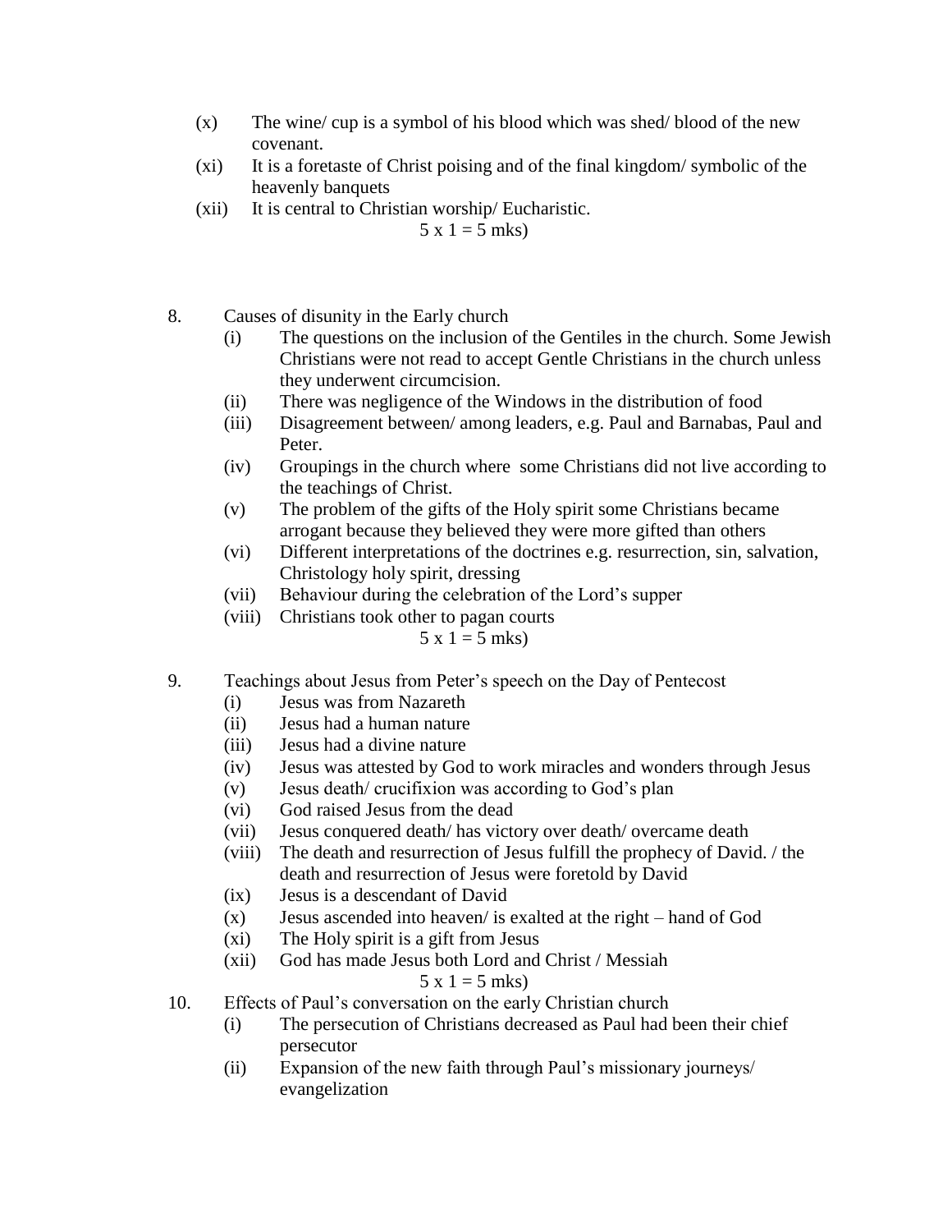(x) The wine/ cup is a symbol of his blood which was shed/ blood of the new covenant.

(xi) It is a foretaste of Christ poising and of the final kingdom/ symbolic of the heavenly banquets

(xii) It is central to Christian worship/ Eucharistic.

5 x 1 = 5 mks)

8. Causes of disunity in the Early church

(i) The questions on the inclusion of the Gentiles in the church. Some Jewish Christians were not read to accept Gentle Christians in the church unless they underwent circumcision.

(ii) There was negligence of the Windows in the distribution of food

(iii) Disagreement between/ among leaders, e.g. Paul and Barnabas, Paul and Peter.

(iv) Groupings in the church where some Christians did not live according to the teachings of Christ.

(v) The problem of the gifts of the Holy spirit some Christians became arrogant because they believed they were more gifted than others

(vi) Different interpretations of the doctrines e.g. resurrection, sin, salvation, Christology holy spirit, dressing

(vii) Behaviour during the celebration of the Lord's supper

(viii) Christians took other to pagan courts

5 x 1 = 5 mks)

9. Teachings about Jesus from Peter's speech on the Day of Pentecost

(i) Jesus was from Nazareth

(ii) Jesus had a human nature

(iii) Jesus had a divine nature

(iv) Jesus was attested by God to work miracles and wonders through Jesus

(v) Jesus death/ crucifixion was according to God's plan

(vi) God raised Jesus from the dead

(vii) Jesus conquered death/ has victory over death/ overcame death

(viii) The death and resurrection of Jesus fulfill the prophecy of David. / the death and resurrection of Jesus were foretold by David

(ix) Jesus is a descendant of David

(x) Jesus ascended into heaven/ is exalted at the right – hand of God

(xi) The Holy spirit is a gift from Jesus

(xii) God has made Jesus both Lord and Christ / Messiah

5 x 1 = 5 mks)

10. Effects of Paul's conversation on the early Christian church

(i) The persecution of Christians decreased as Paul had been their chief persecutor

(ii) Expansion of the new faith through Paul's missionary journeys/ evangelization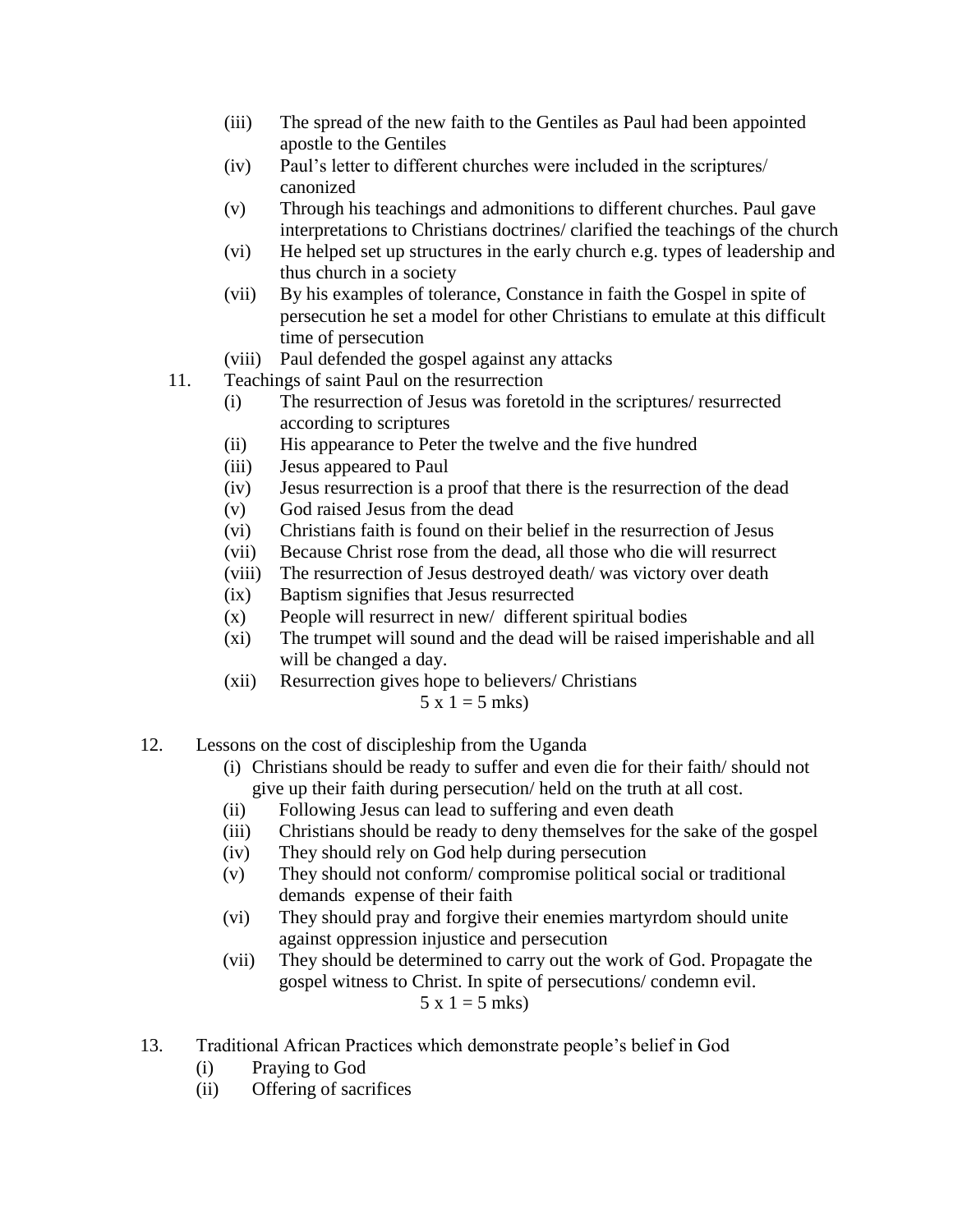(iii) The spread of the new faith to the Gentiles as Paul had been appointed apostle to the Gentiles

(iv) Paul's letter to different churches were included in the scriptures/ canonized

(v) Through his teachings and admonitions to different churches. Paul gave interpretations to Christians doctrines/ clarified the teachings of the church

(vi) He helped set up structures in the early church e.g. types of leadership and thus church in a society

(vii) By his examples of tolerance, Constance in faith the Gospel in spite of persecution he set a model for other Christians to emulate at this difficult time of persecution

(viii) Paul defended the gospel against any attacks

11. Teachings of saint Paul on the resurrection
    - (i) The resurrection of Jesus was foretold in the scriptures/ resurrected according to scriptures
    - (ii) His appearance to Peter the twelve and the five hundred
    - (iii) Jesus appeared to Paul
    - (iv) Jesus resurrection is a proof that there is the resurrection of the dead
    - (v) God raised Jesus from the dead
    - (vi) Christians faith is found on their belief in the resurrection of Jesus
    - (vii) Because Christ rose from the dead, all those who die will resurrect
    - (viii) The resurrection of Jesus destroyed death/ was victory over death
    - (ix) Baptism signifies that Jesus resurrected
    - (x) People will resurrect in new/ different spiritual bodies
    - (xi) The trumpet will sound and the dead will be raised imperishable and all will be changed a day.
    - (xii) Resurrection gives hope to believers/ Christians

    5 x 1 = 5 mks)

12. Lessons on the cost of discipleship from the Uganda
    - (i) Christians should be ready to suffer and even die for their faith/ should not give up their faith during persecution/ held on the truth at all cost.
    - (ii) Following Jesus can lead to suffering and even death
    - (iii) Christians should be ready to deny themselves for the sake of the gospel
    - (iv) They should rely on God help during persecution
    - (v) They should not conform/ compromise political social or traditional demands expense of their faith
    - (vi) They should pray and forgive their enemies martyrdom should unite against oppression injustice and persecution
    - (vii) They should be determined to carry out the work of God. Propagate the gospel witness to Christ. In spite of persecutions/ condemn evil.

    5 x 1 = 5 mks)

13. Traditional African Practices which demonstrate people's belief in God
    - (i) Praying to God
    - (ii) Offering of sacrifices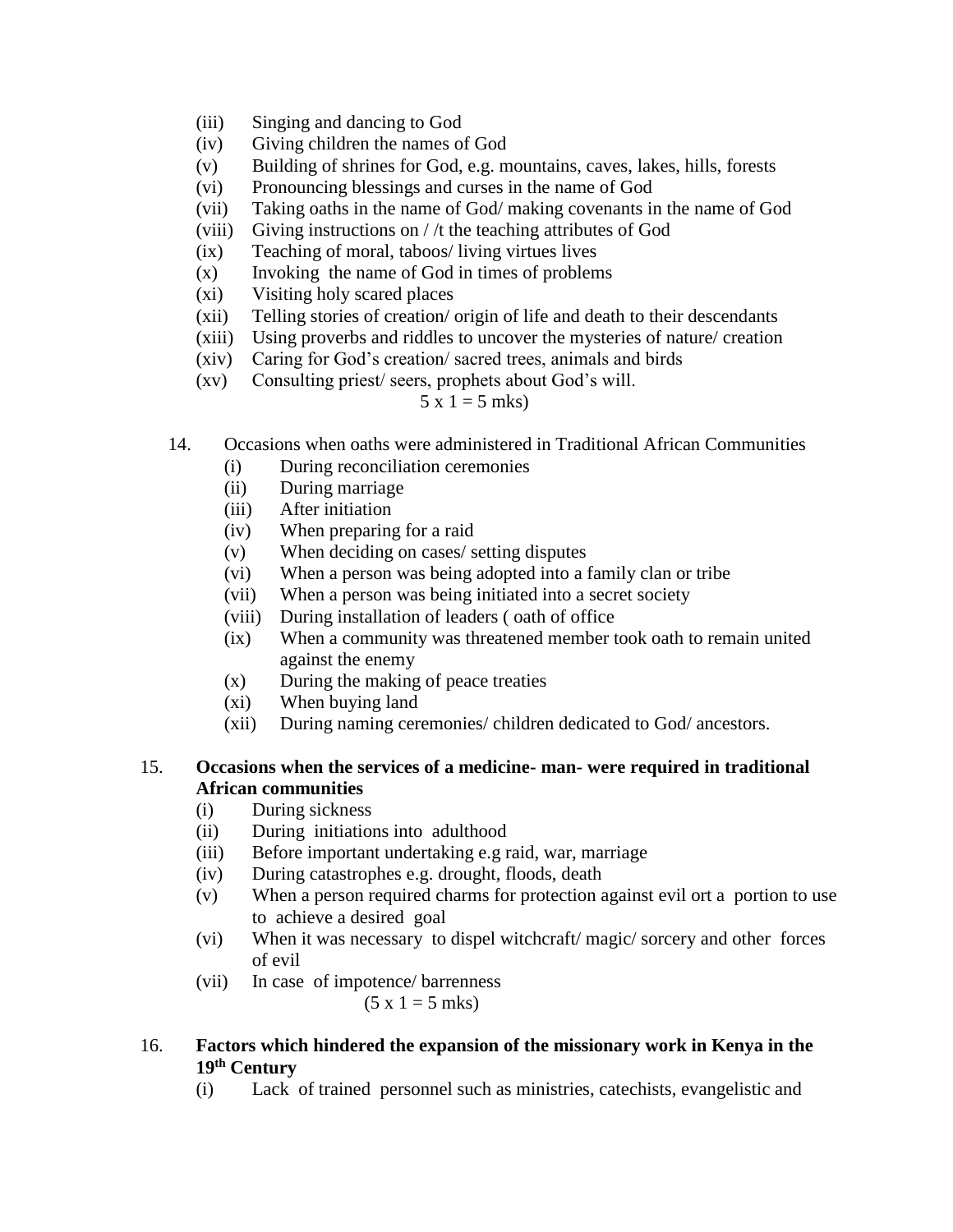(iii) Singing and dancing to God
(iv) Giving children the names of God
(v) Building of shrines for God, e.g. mountains, caves, lakes, hills, forests
(vi) Pronouncing blessings and curses in the name of God
(vii) Taking oaths in the name of God/ making covenants in the name of God
(viii) Giving instructions on / /t the teaching attributes of God
(ix) Teaching of moral, taboos/ living virtues lives
(x) Invoking the name of God in times of problems
(xi) Visiting holy scared places
(xii) Telling stories of creation/ origin of life and death to their descendants
(xiii) Using proverbs and riddles to uncover the mysteries of nature/ creation
(xiv) Caring for God's creation/ sacred trees, animals and birds
(xv) Consulting priest/ seers, prophets about God's will.

5 x 1 = 5 mks)

14. Occasions when oaths were administered in Traditional African Communities
    (i) During reconciliation ceremonies
    (ii) During marriage
    (iii) After initiation
    (iv) When preparing for a raid
    (v) When deciding on cases/ setting disputes
    (vi) When a person was being adopted into a family clan or tribe
    (vii) When a person was being initiated into a secret society
    (viii) During installation of leaders ( oath of office
    (ix) When a community was threatened member took oath to remain united against the enemy
    (x) During the making of peace treaties
    (xi) When buying land
    (xii) During naming ceremonies/ children dedicated to God/ ancestors.

15. **Occasions when the services of a medicine- man- were required in traditional African communities**
    (i) During sickness
    (ii) During initiations into adulthood
    (iii) Before important undertaking e.g raid, war, marriage
    (iv) During catastrophes e.g. drought, floods, death
    (v) When a person required charms for protection against evil ort a portion to use to achieve a desired goal
    (vi) When it was necessary to dispel witchcraft/ magic/ sorcery and other forces of evil
    (vii) In case of impotence/ barrenness

    (5 x 1 = 5 mks)

16. **Factors which hindered the expansion of the missionary work in Kenya in the 19th Century**
    (i) Lack of trained personnel such as ministries, catechists, evangelistic and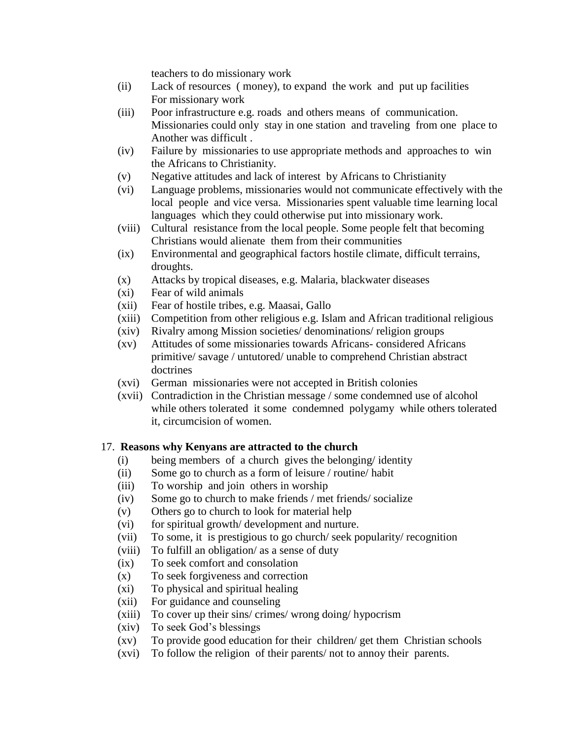teachers to do missionary work

(ii) Lack of resources ( money), to expand the work and put up facilities For missionary work

(iii) Poor infrastructure e.g. roads and others means of communication. Missionaries could only stay in one station and traveling from one place to Another was difficult .

(iv) Failure by missionaries to use appropriate methods and approaches to win the Africans to Christianity.

(v) Negative attitudes and lack of interest by Africans to Christianity

(vi) Language problems, missionaries would not communicate effectively with the local people and vice versa. Missionaries spent valuable time learning local languages which they could otherwise put into missionary work.

(viii) Cultural resistance from the local people. Some people felt that becoming Christians would alienate them from their communities

(ix) Environmental and geographical factors hostile climate, difficult terrains, droughts.

(x) Attacks by tropical diseases, e.g. Malaria, blackwater diseases

(xi) Fear of wild animals

(xii) Fear of hostile tribes, e.g. Maasai, Gallo

(xiii) Competition from other religious e.g. Islam and African traditional religious

(xiv) Rivalry among Mission societies/ denominations/ religion groups

(xv) Attitudes of some missionaries towards Africans- considered Africans primitive/ savage / untutored/ unable to comprehend Christian abstract doctrines

(xvi) German missionaries were not accepted in British colonies

(xvii) Contradiction in the Christian message / some condemned use of alcohol while others tolerated it some condemned polygamy while others tolerated it, circumcision of women.

17. **Reasons why Kenyans are attracted to the church**

(i) being members of a church gives the belonging/ identity

(ii) Some go to church as a form of leisure / routine/ habit

(iii) To worship and join others in worship

(iv) Some go to church to make friends / met friends/ socialize

(v) Others go to church to look for material help

(vi) for spiritual growth/ development and nurture.

(vii) To some, it is prestigious to go church/ seek popularity/ recognition

(viii) To fulfill an obligation/ as a sense of duty

(ix) To seek comfort and consolation

(x) To seek forgiveness and correction

(xi) To physical and spiritual healing

(xii) For guidance and counseling

(xiii) To cover up their sins/ crimes/ wrong doing/ hypocrism

(xiv) To seek God's blessings

(xv) To provide good education for their children/ get them Christian schools

(xvi) To follow the religion of their parents/ not to annoy their parents.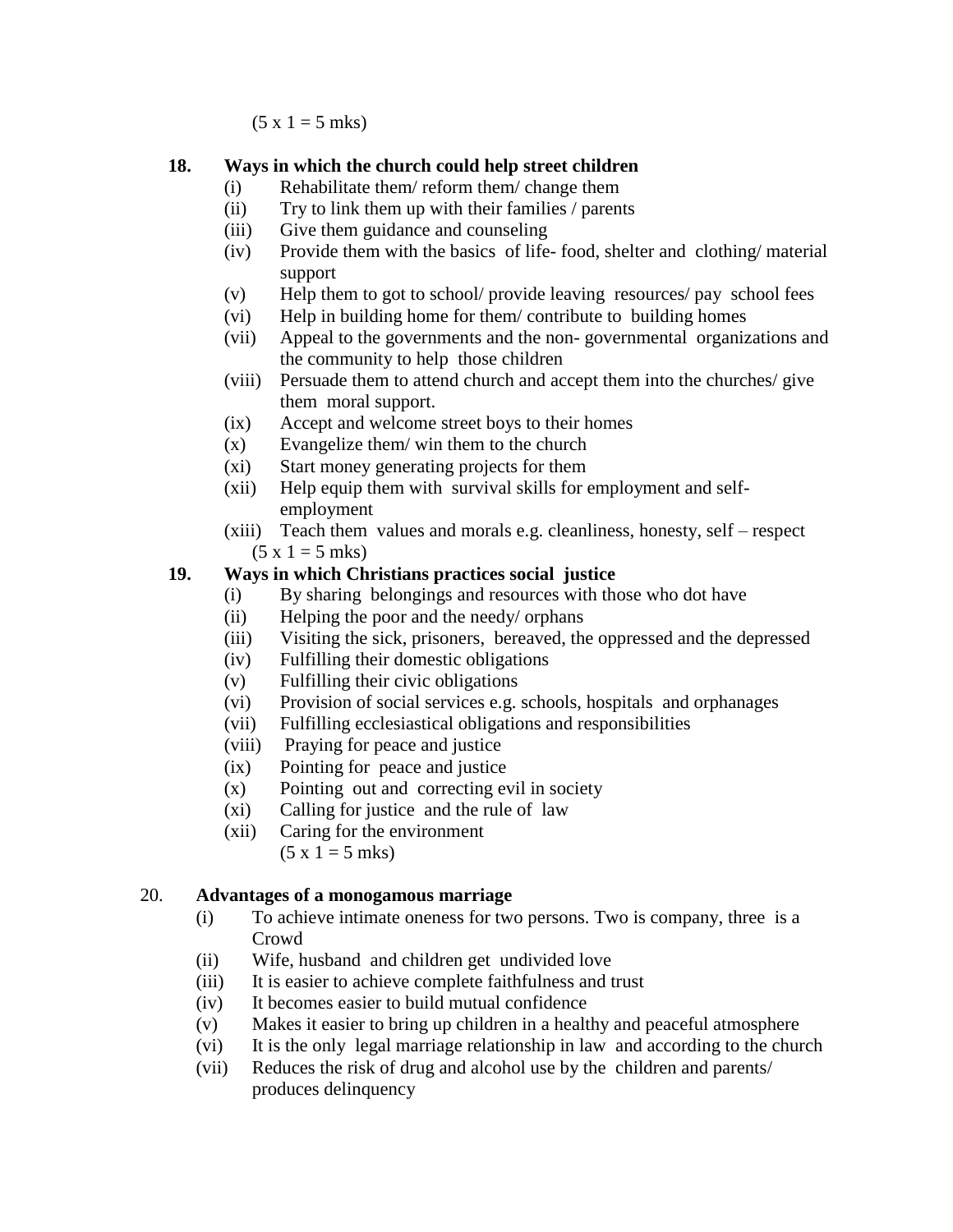(5 x 1 = 5 mks)

**18. Ways in which the church could help street children**

(i) Rehabilitate them/ reform them/ change them
(ii) Try to link them up with their families / parents
(iii) Give them guidance and counseling
(iv) Provide them with the basics of life- food, shelter and clothing/ material support
(v) Help them to got to school/ provide leaving resources/ pay school fees
(vi) Help in building home for them/ contribute to building homes
(vii) Appeal to the governments and the non- governmental organizations and the community to help those children
(viii) Persuade them to attend church and accept them into the churches/ give them moral support.
(ix) Accept and welcome street boys to their homes
(x) Evangelize them/ win them to the church
(xi) Start money generating projects for them
(xii) Help equip them with survival skills for employment and self-employment
(xiii) Teach them values and morals e.g. cleanliness, honesty, self – respect

(5 x 1 = 5 mks)

**19. Ways in which Christians practices social justice**

(i) By sharing belongings and resources with those who dot have
(ii) Helping the poor and the needy/ orphans
(iii) Visiting the sick, prisoners, bereaved, the oppressed and the depressed
(iv) Fulfilling their domestic obligations
(v) Fulfilling their civic obligations
(vi) Provision of social services e.g. schools, hospitals and orphanages
(vii) Fulfilling ecclesiastical obligations and responsibilities
(viii) Praying for peace and justice
(ix) Pointing for peace and justice
(x) Pointing out and correcting evil in society
(xi) Calling for justice and the rule of law
(xii) Caring for the environment

(5 x 1 = 5 mks)

20. **Advantages of a monogamous marriage**

(i) To achieve intimate oneness for two persons. Two is company, three is a Crowd
(ii) Wife, husband and children get undivided love
(iii) It is easier to achieve complete faithfulness and trust
(iv) It becomes easier to build mutual confidence
(v) Makes it easier to bring up children in a healthy and peaceful atmosphere
(vi) It is the only legal marriage relationship in law and according to the church
(vii) Reduces the risk of drug and alcohol use by the children and parents/ produces delinquency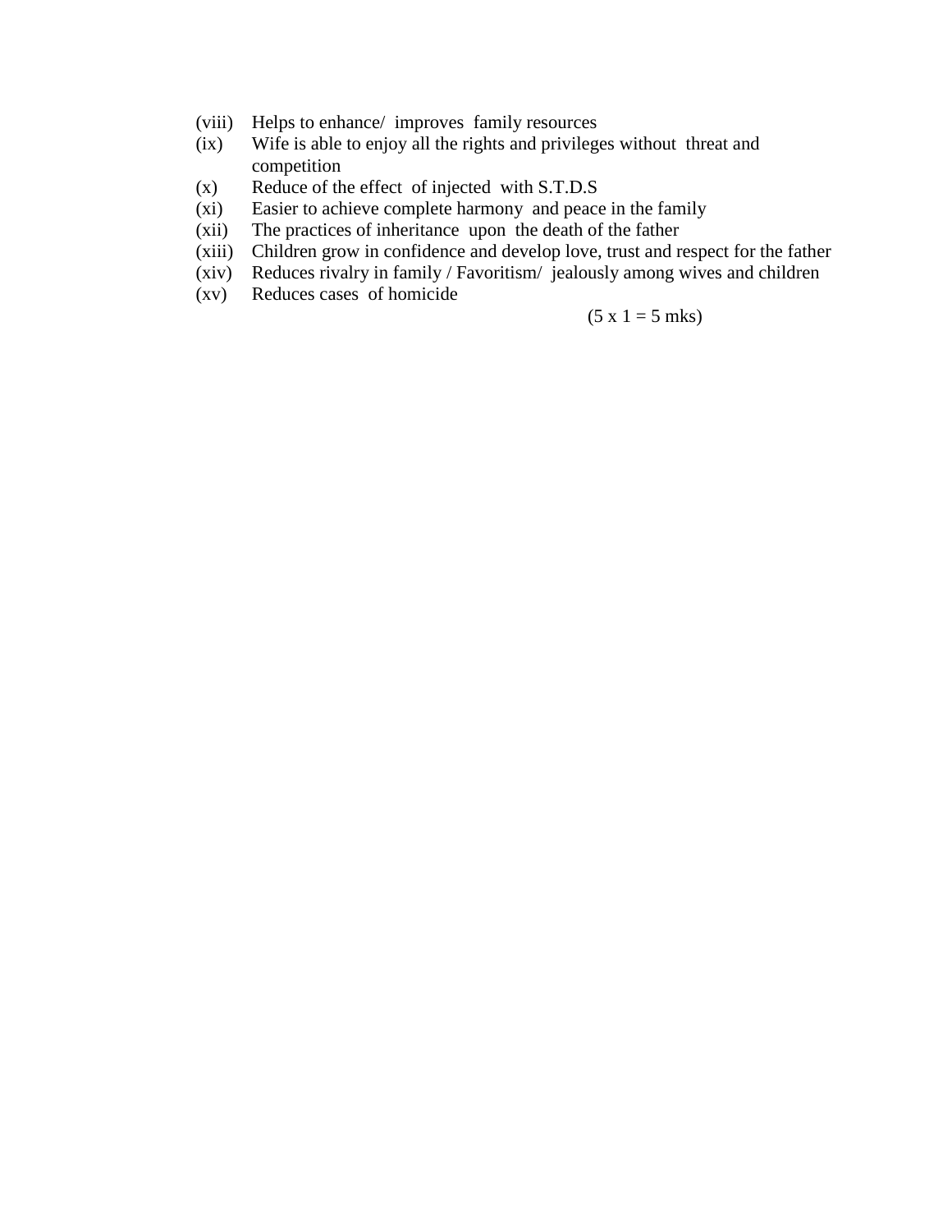(viii) Helps to enhance/ improves family resources
(ix) Wife is able to enjoy all the rights and privileges without threat and competition
(x) Reduce of the effect of injected with S.T.D.S
(xi) Easier to achieve complete harmony and peace in the family
(xii) The practices of inheritance upon the death of the father
(xiii) Children grow in confidence and develop love, trust and respect for the father
(xiv) Reduces rivalry in family / Favoritism/ jealously among wives and children
(xv) Reduces cases of homicide

(5 x 1 = 5 mks)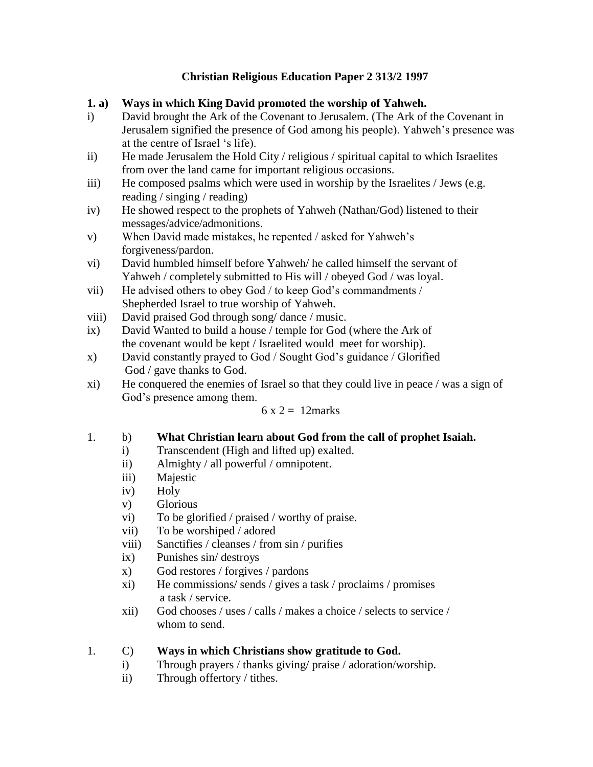# Christian Religious Education Paper 2 313/2 1997

**1. a) Ways in which King David promoted the worship of Yahweh.**

i) David brought the Ark of the Covenant to Jerusalem. (The Ark of the Covenant in Jerusalem signified the presence of God among his people). Yahweh's presence was at the centre of Israel 's life).

ii) He made Jerusalem the Hold City / religious / spiritual capital to which Israelites from over the land came for important religious occasions.

iii) He composed psalms which were used in worship by the Israelites / Jews (e.g. reading / singing / reading)

iv) He showed respect to the prophets of Yahweh (Nathan/God) listened to their messages/advice/admonitions.

v) When David made mistakes, he repented / asked for Yahweh's forgiveness/pardon.

vi) David humbled himself before Yahweh/ he called himself the servant of Yahweh / completely submitted to His will / obeyed God / was loyal.

vii) He advised others to obey God / to keep God's commandments / Shepherded Israel to true worship of Yahweh.

viii) David praised God through song/ dance / music.

ix) David Wanted to build a house / temple for God (where the Ark of the covenant would be kept / Israelited would meet for worship).

x) David constantly prayed to God / Sought God's guidance / Glorified God / gave thanks to God.

xi) He conquered the enemies of Israel so that they could live in peace / was a sign of God's presence among them.

6 x 2 = 12marks

1. b) **What Christian learn about God from the call of prophet Isaiah.**

i) Transcendent (High and lifted up) exalted.

ii) Almighty / all powerful / omnipotent.

iii) Majestic

iv) Holy

v) Glorious

vi) To be glorified / praised / worthy of praise.

vii) To be worshiped / adored

viii) Sanctifies / cleanses / from sin / purifies

ix) Punishes sin/ destroys

x) God restores / forgives / pardons

xi) He commissions/ sends / gives a task / proclaims / promises a task / service.

xii) God chooses / uses / calls / makes a choice / selects to service / whom to send.

1. C) **Ways in which Christians show gratitude to God.**

i) Through prayers / thanks giving/ praise / adoration/worship.

ii) Through offertory / tithes.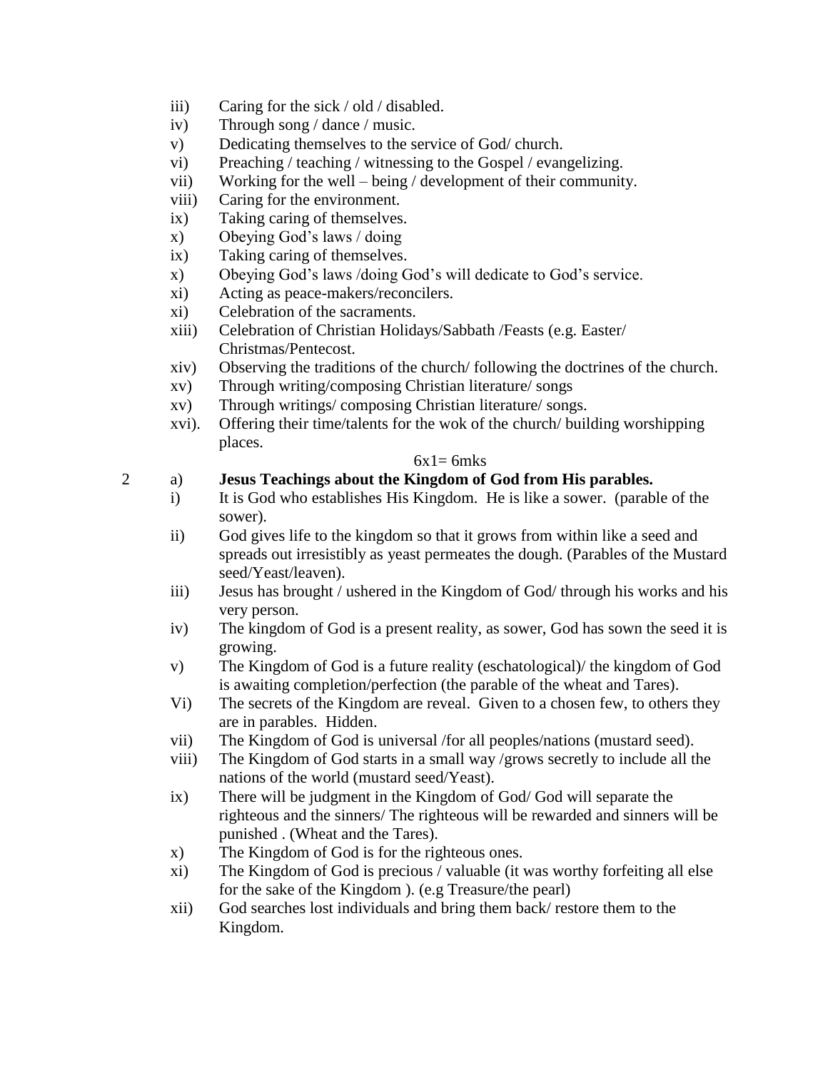iii) Caring for the sick / old / disabled.
iv) Through song / dance / music.
v) Dedicating themselves to the service of God/ church.
vi) Preaching / teaching / witnessing to the Gospel / evangelizing.
vii) Working for the well – being / development of their community.
viii) Caring for the environment.
ix) Taking caring of themselves.
x) Obeying God's laws / doing
ix) Taking caring of themselves.
x) Obeying God's laws /doing God's will dedicate to God's service.
xi) Acting as peace-makers/reconcilers.
xi) Celebration of the sacraments.
xiii) Celebration of Christian Holidays/Sabbath /Feasts (e.g. Easter/ Christmas/Pentecost.
xiv) Observing the traditions of the church/ following the doctrines of the church.
xv) Through writing/composing Christian literature/ songs
xv) Through writings/ composing Christian literature/ songs.
xvi). Offering their time/talents for the wok of the church/ building worshipping places.

6x1= 6mks

2 a) **Jesus Teachings about the Kingdom of God from His parables.**

i) It is God who establishes His Kingdom. He is like a sower. (parable of the sower).
ii) God gives life to the kingdom so that it grows from within like a seed and spreads out irresistibly as yeast permeates the dough. (Parables of the Mustard seed/Yeast/leaven).
iii) Jesus has brought / ushered in the Kingdom of God/ through his works and his very person.
iv) The kingdom of God is a present reality, as sower, God has sown the seed it is growing.
v) The Kingdom of God is a future reality (eschatological)/ the kingdom of God is awaiting completion/perfection (the parable of the wheat and Tares).
Vi) The secrets of the Kingdom are reveal. Given to a chosen few, to others they are in parables. Hidden.
vii) The Kingdom of God is universal /for all peoples/nations (mustard seed).
viii) The Kingdom of God starts in a small way /grows secretly to include all the nations of the world (mustard seed/Yeast).
ix) There will be judgment in the Kingdom of God/ God will separate the righteous and the sinners/ The righteous will be rewarded and sinners will be punished . (Wheat and the Tares).
x) The Kingdom of God is for the righteous ones.
xi) The Kingdom of God is precious / valuable (it was worthy forfeiting all else for the sake of the Kingdom ). (e.g Treasure/the pearl)
xii) God searches lost individuals and bring them back/ restore them to the Kingdom.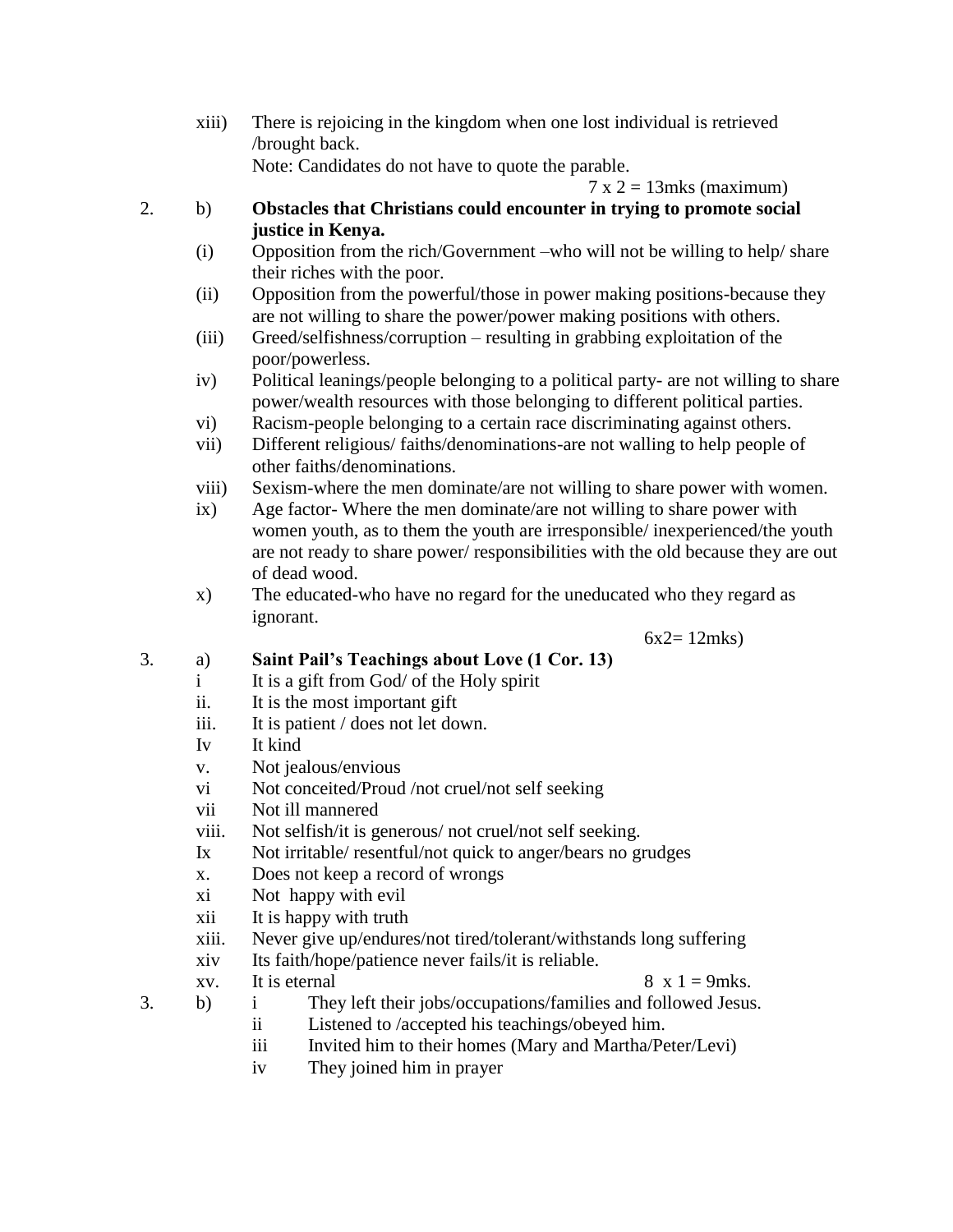xiii) There is rejoicing in the kingdom when one lost individual is retrieved /brought back.
Note: Candidates do not have to quote the parable.

7 x 2 = 13mks (maximum)

2. b) **Obstacles that Christians could encounter in trying to promote social justice in Kenya.**

(i) Opposition from the rich/Government –who will not be willing to help/ share their riches with the poor.
(ii) Opposition from the powerful/those in power making positions-because they are not willing to share the power/power making positions with others.
(iii) Greed/selfishness/corruption – resulting in grabbing exploitation of the poor/powerless.
iv) Political leanings/people belonging to a political party- are not willing to share power/wealth resources with those belonging to different political parties.
vi) Racism-people belonging to a certain race discriminating against others.
vii) Different religious/ faiths/denominations-are not walling to help people of other faiths/denominations.
viii) Sexism-where the men dominate/are not willing to share power with women.
ix) Age factor- Where the men dominate/are not willing to share power with women youth, as to them the youth are irresponsible/ inexperienced/the youth are not ready to share power/ responsibilities with the old because they are out of dead wood.
x) The educated-who have no regard for the uneducated who they regard as ignorant.

6x2= 12mks)

3. a) **Saint Pail's Teachings about Love (1 Cor. 13)**

i It is a gift from God/ of the Holy spirit
ii. It is the most important gift
iii. It is patient / does not let down.
Iv It kind
v. Not jealous/envious
vi Not conceited/Proud /not cruel/not self seeking
vii Not ill mannered
viii. Not selfish/it is generous/ not cruel/not self seeking.
Ix Not irritable/ resentful/not quick to anger/bears no grudges
x. Does not keep a record of wrongs
xi Not happy with evil
xii It is happy with truth
xiii. Never give up/endures/not tired/tolerant/withstands long suffering
xiv Its faith/hope/patience never fails/it is reliable.
xv. It is eternal

8 x 1 = 9mks.

3. b) i They left their jobs/occupations/families and followed Jesus.
ii Listened to /accepted his teachings/obeyed him.
iii Invited him to their homes (Mary and Martha/Peter/Levi)
iv They joined him in prayer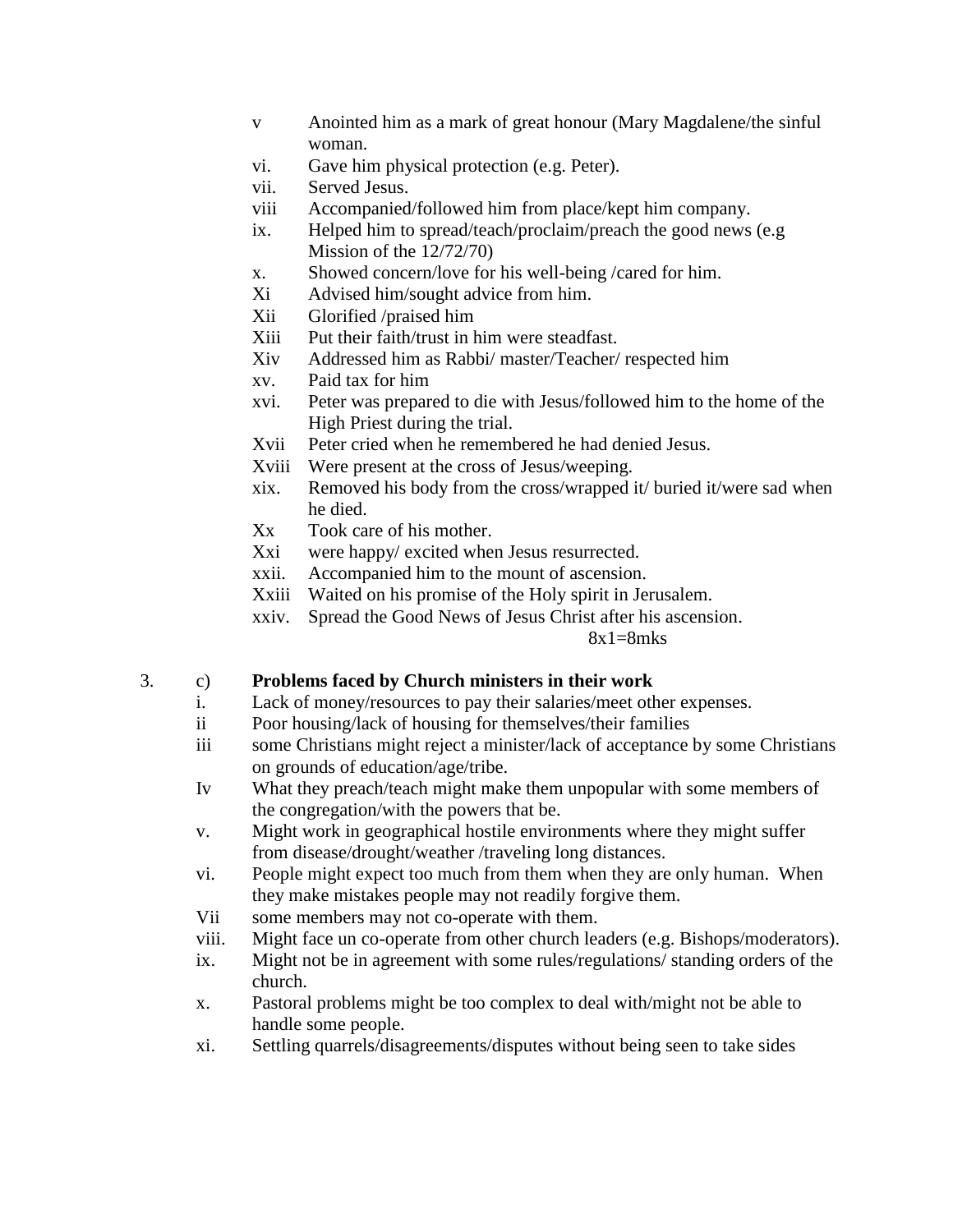- v Anointed him as a mark of great honour (Mary Magdalene/the sinful woman.
- vi. Gave him physical protection (e.g. Peter).
- vii. Served Jesus.
- viii Accompanied/followed him from place/kept him company.
- ix. Helped him to spread/teach/proclaim/preach the good news (e.g Mission of the 12/72/70)
- x. Showed concern/love for his well-being /cared for him.
- Xi Advised him/sought advice from him.
- Xii Glorified /praised him
- Xiii Put their faith/trust in him were steadfast.
- Xiv Addressed him as Rabbi/ master/Teacher/ respected him
- xv. Paid tax for him
- xvi. Peter was prepared to die with Jesus/followed him to the home of the High Priest during the trial.
- Xvii Peter cried when he remembered he had denied Jesus.
- Xviii Were present at the cross of Jesus/weeping.
- xix. Removed his body from the cross/wrapped it/ buried it/were sad when he died.
- Xx Took care of his mother.
- Xxi were happy/ excited when Jesus resurrected.
- xxii. Accompanied him to the mount of ascension.
- Xxiii Waited on his promise of the Holy spirit in Jerusalem.
- xxiv. Spread the Good News of Jesus Christ after his ascension.

8x1=8mks

3. c) **Problems faced by Church ministers in their work**

- i. Lack of money/resources to pay their salaries/meet other expenses.
- ii Poor housing/lack of housing for themselves/their families
- iii some Christians might reject a minister/lack of acceptance by some Christians on grounds of education/age/tribe.
- Iv What they preach/teach might make them unpopular with some members of the congregation/with the powers that be.
- v. Might work in geographical hostile environments where they might suffer from disease/drought/weather /traveling long distances.
- vi. People might expect too much from them when they are only human. When they make mistakes people may not readily forgive them.
- Vii some members may not co-operate with them.
- viii. Might face un co-operate from other church leaders (e.g. Bishops/moderators).
- ix. Might not be in agreement with some rules/regulations/ standing orders of the church.
- x. Pastoral problems might be too complex to deal with/might not be able to handle some people.
- xi. Settling quarrels/disagreements/disputes without being seen to take sides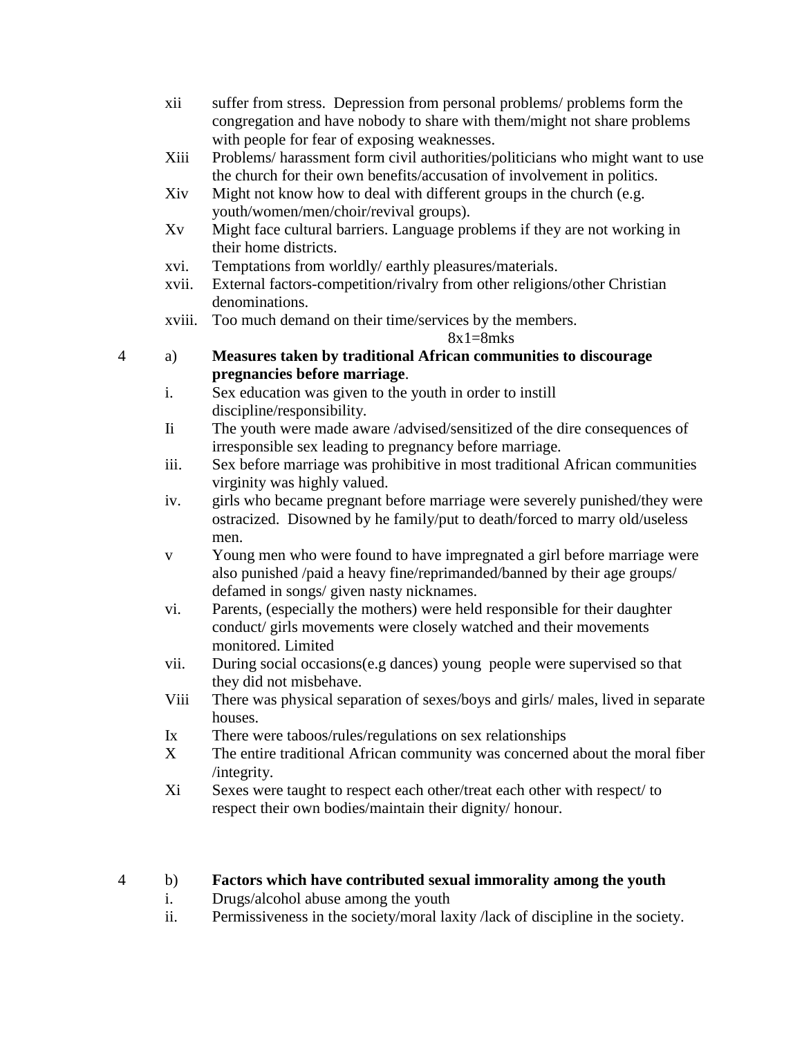xii suffer from stress. Depression from personal problems/ problems form the congregation and have nobody to share with them/might not share problems with people for fear of exposing weaknesses.

Xiii Problems/ harassment form civil authorities/politicians who might want to use the church for their own benefits/accusation of involvement in politics.

Xiv Might not know how to deal with different groups in the church (e.g. youth/women/men/choir/revival groups).

Xv Might face cultural barriers. Language problems if they are not working in their home districts.

xvi. Temptations from worldly/ earthly pleasures/materials.

xvii. External factors-competition/rivalry from other religions/other Christian denominations.

xviii. Too much demand on their time/services by the members.

8x1=8mks

4 a) **Measures taken by traditional African communities to discourage pregnancies before marriage**.

i. Sex education was given to the youth in order to instill discipline/responsibility.

Ii The youth were made aware /advised/sensitized of the dire consequences of irresponsible sex leading to pregnancy before marriage.

iii. Sex before marriage was prohibitive in most traditional African communities virginity was highly valued.

iv. girls who became pregnant before marriage were severely punished/they were ostracized. Disowned by he family/put to death/forced to marry old/useless men.

v Young men who were found to have impregnated a girl before marriage were also punished /paid a heavy fine/reprimanded/banned by their age groups/ defamed in songs/ given nasty nicknames.

vi. Parents, (especially the mothers) were held responsible for their daughter conduct/ girls movements were closely watched and their movements monitored. Limited

vii. During social occasions(e.g dances) young people were supervised so that they did not misbehave.

Viii There was physical separation of sexes/boys and girls/ males, lived in separate houses.

Ix There were taboos/rules/regulations on sex relationships

X The entire traditional African community was concerned about the moral fiber /integrity.

Xi Sexes were taught to respect each other/treat each other with respect/ to respect their own bodies/maintain their dignity/ honour.

4 b) **Factors which have contributed sexual immorality among the youth**

i. Drugs/alcohol abuse among the youth

ii. Permissiveness in the society/moral laxity /lack of discipline in the society.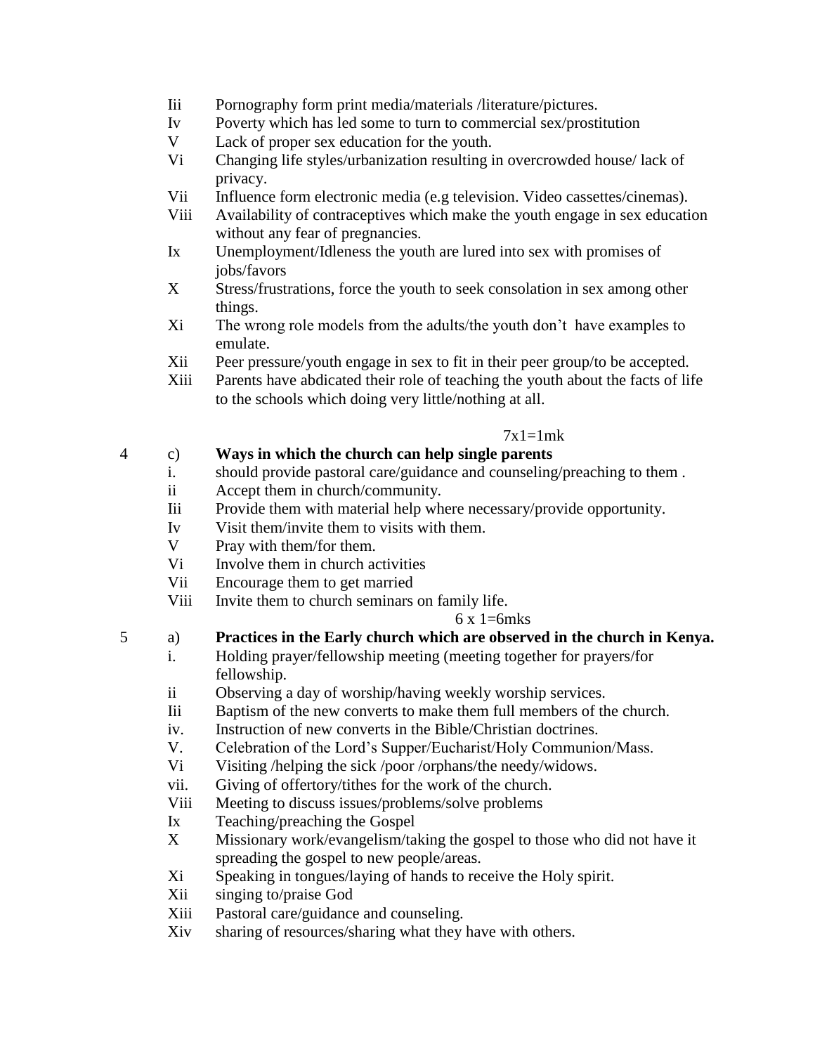Iii Pornography form print media/materials /literature/pictures.
Iv Poverty which has led some to turn to commercial sex/prostitution
V Lack of proper sex education for the youth.
Vi Changing life styles/urbanization resulting in overcrowded house/ lack of privacy.
Vii Influence form electronic media (e.g television. Video cassettes/cinemas).
Viii Availability of contraceptives which make the youth engage in sex education without any fear of pregnancies.
Ix Unemployment/Idleness the youth are lured into sex with promises of jobs/favors
X Stress/frustrations, force the youth to seek consolation in sex among other things.
Xi The wrong role models from the adults/the youth don't have examples to emulate.
Xii Peer pressure/youth engage in sex to fit in their peer group/to be accepted.
Xiii Parents have abdicated their role of teaching the youth about the facts of life to the schools which doing very little/nothing at all.

7x1=1mk

4 c) **Ways in which the church can help single parents**

i. should provide pastoral care/guidance and counseling/preaching to them .
ii Accept them in church/community.
Iii Provide them with material help where necessary/provide opportunity.
Iv Visit them/invite them to visits with them.
V Pray with them/for them.
Vi Involve them in church activities
Vii Encourage them to get married
Viii Invite them to church seminars on family life.

6 x 1=6mks

5 a) **Practices in the Early church which are observed in the church in Kenya.**

i. Holding prayer/fellowship meeting (meeting together for prayers/for fellowship.
ii Observing a day of worship/having weekly worship services.
Iii Baptism of the new converts to make them full members of the church.
iv. Instruction of new converts in the Bible/Christian doctrines.
V. Celebration of the Lord's Supper/Eucharist/Holy Communion/Mass.
Vi Visiting /helping the sick /poor /orphans/the needy/widows.
vii. Giving of offertory/tithes for the work of the church.
Viii Meeting to discuss issues/problems/solve problems
Ix Teaching/preaching the Gospel
X Missionary work/evangelism/taking the gospel to those who did not have it spreading the gospel to new people/areas.
Xi Speaking in tongues/laying of hands to receive the Holy spirit.
Xii singing to/praise God
Xiii Pastoral care/guidance and counseling.
Xiv sharing of resources/sharing what they have with others.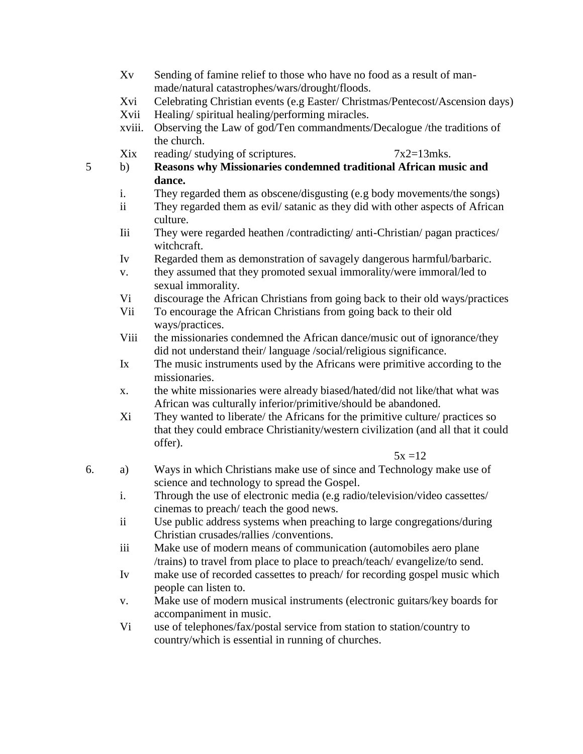Xv Sending of famine relief to those who have no food as a result of man-made/natural catastrophes/wars/drought/floods.

Xvi Celebrating Christian events (e.g Easter/ Christmas/Pentecost/Ascension days)

Xvii Healing/ spiritual healing/performing miracles.

xviii. Observing the Law of god/Ten commandments/Decalogue /the traditions of the church.

Xix reading/ studying of scriptures. 7x2=13mks.

5 b) **Reasons why Missionaries condemned traditional African music and dance.**

i. They regarded them as obscene/disgusting (e.g body movements/the songs)

ii They regarded them as evil/ satanic as they did with other aspects of African culture.

Iii They were regarded heathen /contradicting/ anti-Christian/ pagan practices/ witchcraft.

Iv Regarded them as demonstration of savagely dangerous harmful/barbaric.

v. they assumed that they promoted sexual immorality/were immoral/led to sexual immorality.

Vi discourage the African Christians from going back to their old ways/practices

Vii To encourage the African Christians from going back to their old ways/practices.

Viii the missionaries condemned the African dance/music out of ignorance/they did not understand their/ language /social/religious significance.

Ix The music instruments used by the Africans were primitive according to the missionaries.

x. the white missionaries were already biased/hated/did not like/that what was African was culturally inferior/primitive/should be abandoned.

Xi They wanted to liberate/ the Africans for the primitive culture/ practices so that they could embrace Christianity/western civilization (and all that it could offer).

5x =12

6. a) Ways in which Christians make use of since and Technology make use of science and technology to spread the Gospel.

i. Through the use of electronic media (e.g radio/television/video cassettes/ cinemas to preach/ teach the good news.

ii Use public address systems when preaching to large congregations/during Christian crusades/rallies /conventions.

iii Make use of modern means of communication (automobiles aero plane /trains) to travel from place to place to preach/teach/ evangelize/to send.

Iv make use of recorded cassettes to preach/ for recording gospel music which people can listen to.

v. Make use of modern musical instruments (electronic guitars/key boards for accompaniment in music.

Vi use of telephones/fax/postal service from station to station/country to country/which is essential in running of churches.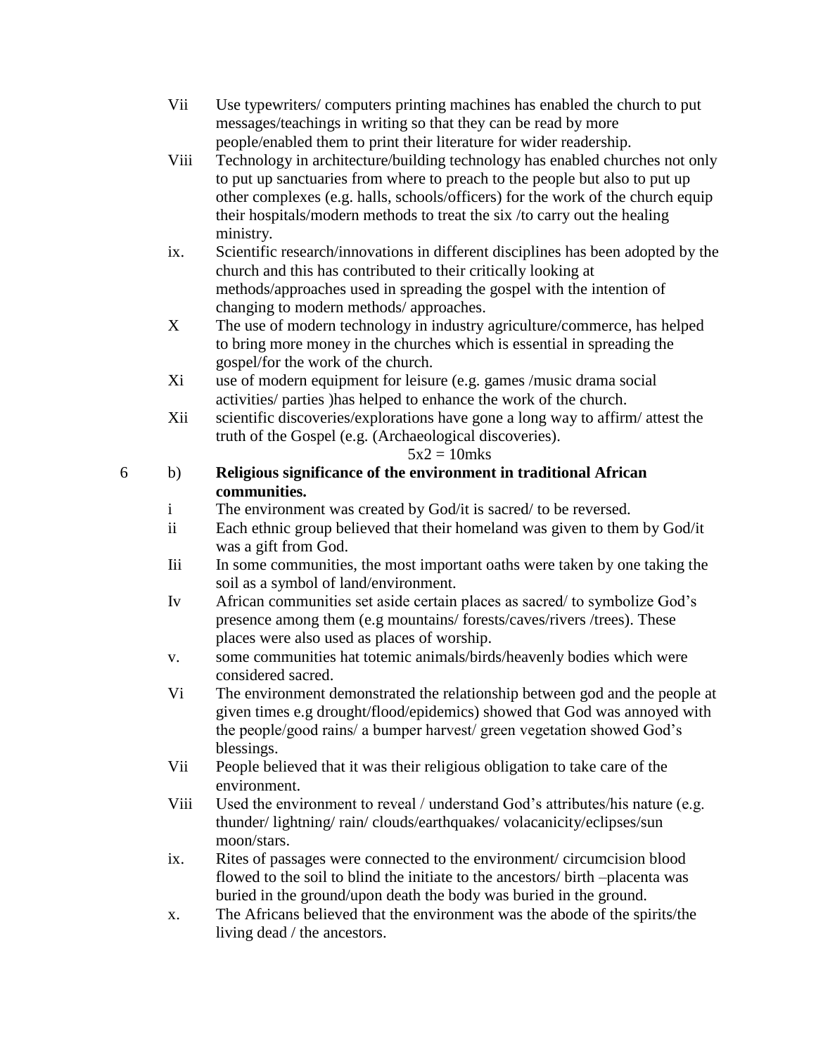Vii Use typewriters/ computers printing machines has enabled the church to put messages/teachings in writing so that they can be read by more people/enabled them to print their literature for wider readership.

Viii Technology in architecture/building technology has enabled churches not only to put up sanctuaries from where to preach to the people but also to put up other complexes (e.g. halls, schools/officers) for the work of the church equip their hospitals/modern methods to treat the six /to carry out the healing ministry.

ix. Scientific research/innovations in different disciplines has been adopted by the church and this has contributed to their critically looking at methods/approaches used in spreading the gospel with the intention of changing to modern methods/ approaches.

X The use of modern technology in industry agriculture/commerce, has helped to bring more money in the churches which is essential in spreading the gospel/for the work of the church.

Xi use of modern equipment for leisure (e.g. games /music drama social activities/ parties )has helped to enhance the work of the church.

Xii scientific discoveries/explorations have gone a long way to affirm/ attest the truth of the Gospel (e.g. (Archaeological discoveries).

5x2 = 10mks

6 b) **Religious significance of the environment in traditional African communities.**

i The environment was created by God/it is sacred/ to be reversed.

ii Each ethnic group believed that their homeland was given to them by God/it was a gift from God.

Iii In some communities, the most important oaths were taken by one taking the soil as a symbol of land/environment.

Iv African communities set aside certain places as sacred/ to symbolize God's presence among them (e.g mountains/ forests/caves/rivers /trees). These places were also used as places of worship.

v. some communities hat totemic animals/birds/heavenly bodies which were considered sacred.

Vi The environment demonstrated the relationship between god and the people at given times e.g drought/flood/epidemics) showed that God was annoyed with the people/good rains/ a bumper harvest/ green vegetation showed God's blessings.

Vii People believed that it was their religious obligation to take care of the environment.

Viii Used the environment to reveal / understand God's attributes/his nature (e.g. thunder/ lightning/ rain/ clouds/earthquakes/ volacanicity/eclipses/sun moon/stars.

ix. Rites of passages were connected to the environment/ circumcision blood flowed to the soil to blind the initiate to the ancestors/ birth –placenta was buried in the ground/upon death the body was buried in the ground.

x. The Africans believed that the environment was the abode of the spirits/the living dead / the ancestors.